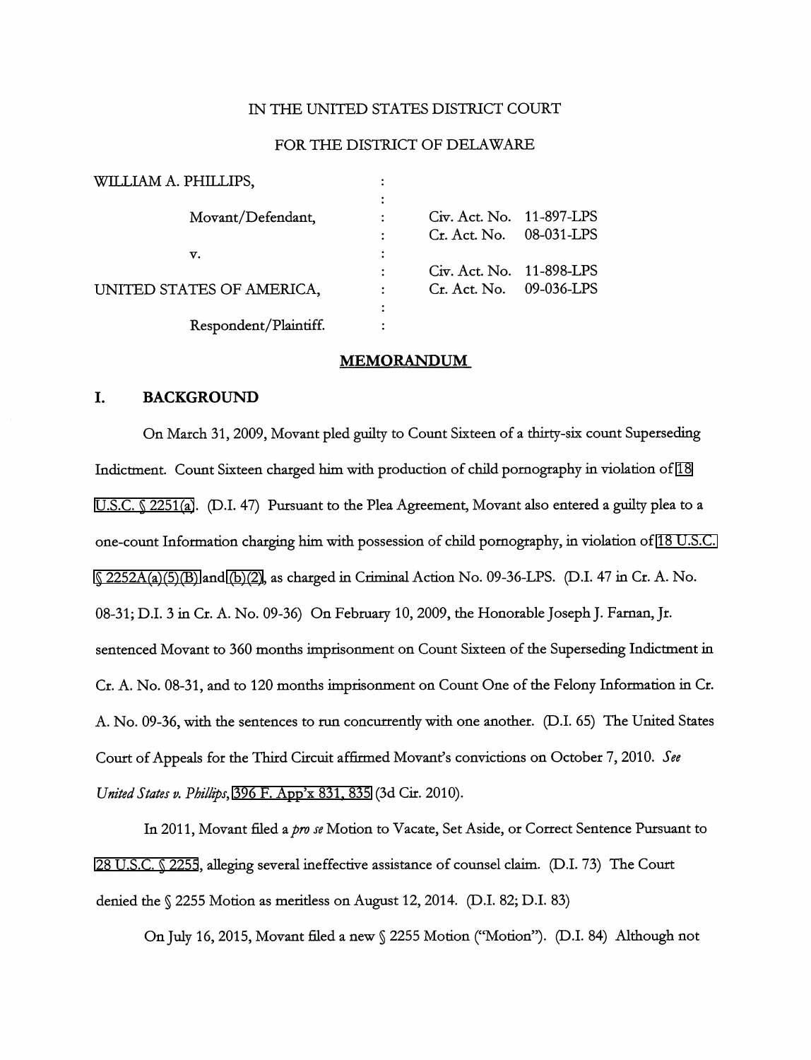IN THE UNITED STATES DISTRICT COURT

FOR THE DISTRICT OF DELAWARE

| | | |
|---|---|---|
| WILLIAM A. PHILLIPS, | : | |
| | : | |
| Movant/Defendant, | : | Civ. Act. No. 11-897-LPS |
| | : | Cr. Act. No. 08-031-LPS |
| v. | : | |
| | : | Civ. Act. No. 11-898-LPS |
| UNITED STATES OF AMERICA, | : | Cr. Act. No. 09-036-LPS |
| | : | |
| Respondent/Plaintiff. | : | |

**MEMORANDUM**

## I. BACKGROUND

On March 31, 2009, Movant pled guilty to Count Sixteen of a thirty-six count Superseding Indictment. Count Sixteen charged him with production of child pornography in violation of 18 U.S.C. § 2251(a). (D.I. 47) Pursuant to the Plea Agreement, Movant also entered a guilty plea to a one-count Information charging him with possession of child pornography, in violation of 18 U.S.C. § 2252A(a)(5)(B) and (b)(2), as charged in Criminal Action No. 09-36-LPS. (D.I. 47 in Cr. A. No. 08-31; D.I. 3 in Cr. A. No. 09-36) On February 10, 2009, the Honorable Joseph J. Farnan, Jr. sentenced Movant to 360 months imprisonment on Count Sixteen of the Superseding Indictment in Cr. A. No. 08-31, and to 120 months imprisonment on Count One of the Felony Information in Cr. A. No. 09-36, with the sentences to run concurrently with one another. (D.I. 65) The United States Court of Appeals for the Third Circuit affirmed Movant's convictions on October 7, 2010. *See United States v. Phillips*, 396 F. App'x 831, 835 (3d Cir. 2010).

In 2011, Movant filed a *pro se* Motion to Vacate, Set Aside, or Correct Sentence Pursuant to 28 U.S.C. § 2255, alleging several ineffective assistance of counsel claim. (D.I. 73) The Court denied the § 2255 Motion as meritless on August 12, 2014. (D.I. 82; D.I. 83)

On July 16, 2015, Movant filed a new § 2255 Motion ("Motion"). (D.I. 84) Although not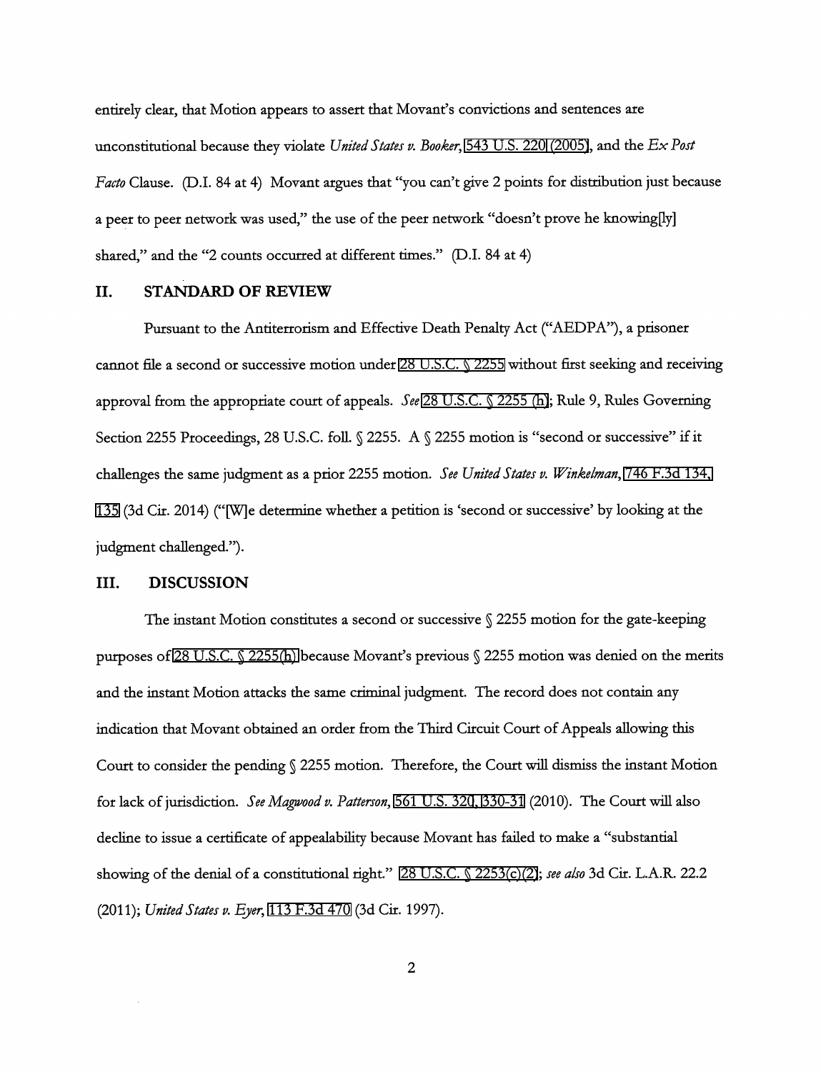entirely clear, that Motion appears to assert that Movant's convictions and sentences are unconstitutional because they violate *United States v. Booker*, 543 U.S. 220 (2005), and the *Ex Post Facto* Clause. (D.I. 84 at 4) Movant argues that "you can't give 2 points for distribution just because a peer to peer network was used," the use of the peer network "doesn't prove he knowing[ly] shared," and the "2 counts occurred at different times." (D.I. 84 at 4)

## II. STANDARD OF REVIEW

Pursuant to the Antiterrorism and Effective Death Penalty Act ("AEDPA"), a prisoner cannot file a second or successive motion under 28 U.S.C. § 2255 without first seeking and receiving approval from the appropriate court of appeals. *See* 28 U.S.C. § 2255 (h); Rule 9, Rules Governing Section 2255 Proceedings, 28 U.S.C. foll. § 2255. A § 2255 motion is "second or successive" if it challenges the same judgment as a prior 2255 motion. *See United States v. Winkelman*, 746 F.3d 134, 135 (3d Cir. 2014) ("[W]e determine whether a petition is 'second or successive' by looking at the judgment challenged.").

## III. DISCUSSION

The instant Motion constitutes a second or successive § 2255 motion for the gate-keeping purposes of 28 U.S.C. § 2255(h) because Movant's previous § 2255 motion was denied on the merits and the instant Motion attacks the same criminal judgment. The record does not contain any indication that Movant obtained an order from the Third Circuit Court of Appeals allowing this Court to consider the pending § 2255 motion. Therefore, the Court will dismiss the instant Motion for lack of jurisdiction. *See Magwood v. Patterson*, 561 U.S. 320, 330-31 (2010). The Court will also decline to issue a certificate of appealability because Movant has failed to make a "substantial showing of the denial of a constitutional right." 28 U.S.C. § 2253(c)(2); *see also* 3d Cir. L.A.R. 22.2 (2011); *United States v. Eyer*, 113 F.3d 470 (3d Cir. 1997).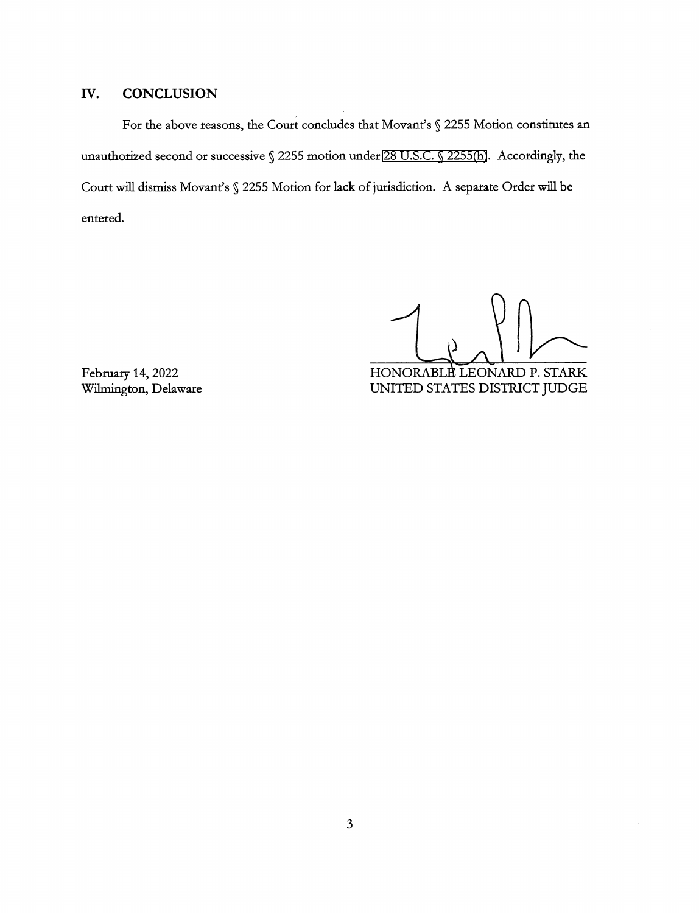## IV. CONCLUSION

For the above reasons, the Court concludes that Movant's § 2255 Motion constitutes an unauthorized second or successive § 2255 motion under 28 U.S.C. § 2255(h). Accordingly, the Court will dismiss Movant's § 2255 Motion for lack of jurisdiction. A separate Order will be entered.

February 14, 2022
Wilmington, Delaware

HONORABLE LEONARD P. STARK
UNITED STATES DISTRICT JUDGE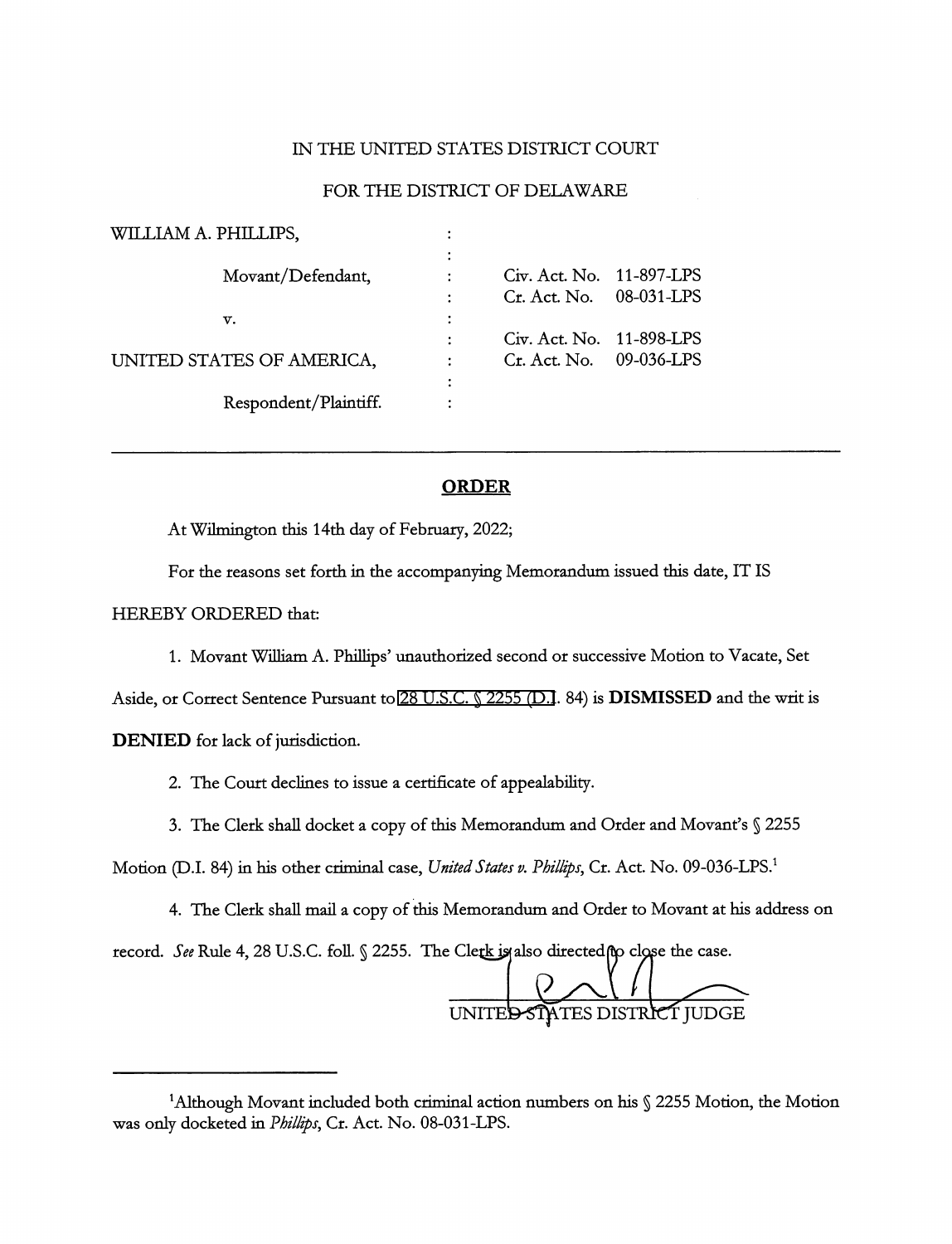IN THE UNITED STATES DISTRICT COURT

FOR THE DISTRICT OF DELAWARE

| | | |
|---|---|---|
| WILLIAM A. PHILLIPS, | : | |
| | : | |
| Movant/Defendant, | : | Civ. Act. No. 11-897-LPS |
| | : | Cr. Act. No. 08-031-LPS |
| v. | : | |
| | : | Civ. Act. No. 11-898-LPS |
| UNITED STATES OF AMERICA, | : | Cr. Act. No. 09-036-LPS |
| | : | |
| Respondent/Plaintiff. | : | |

## ORDER

At Wilmington this 14th day of February, 2022;

For the reasons set forth in the accompanying Memorandum issued this date, IT IS HEREBY ORDERED that:

1. Movant William A. Phillips' unauthorized second or successive Motion to Vacate, Set Aside, or Correct Sentence Pursuant to 28 U.S.C. § 2255 (D.I. 84) is **DISMISSED** and the writ is **DENIED** for lack of jurisdiction.

2. The Court declines to issue a certificate of appealability.

3. The Clerk shall docket a copy of this Memorandum and Order and Movant's § 2255 Motion (D.I. 84) in his other criminal case, *United States v. Phillips*, Cr. Act. No. 09-036-LPS.[1]

4. The Clerk shall mail a copy of this Memorandum and Order to Movant at his address on record. *See* Rule 4, 28 U.S.C. foll. § 2255. The Clerk is also directed to close the case.

UNITED STATES DISTRICT JUDGE

---

[1]Although Movant included both criminal action numbers on his § 2255 Motion, the Motion was only docketed in *Phillips*, Cr. Act. No. 08-031-LPS.